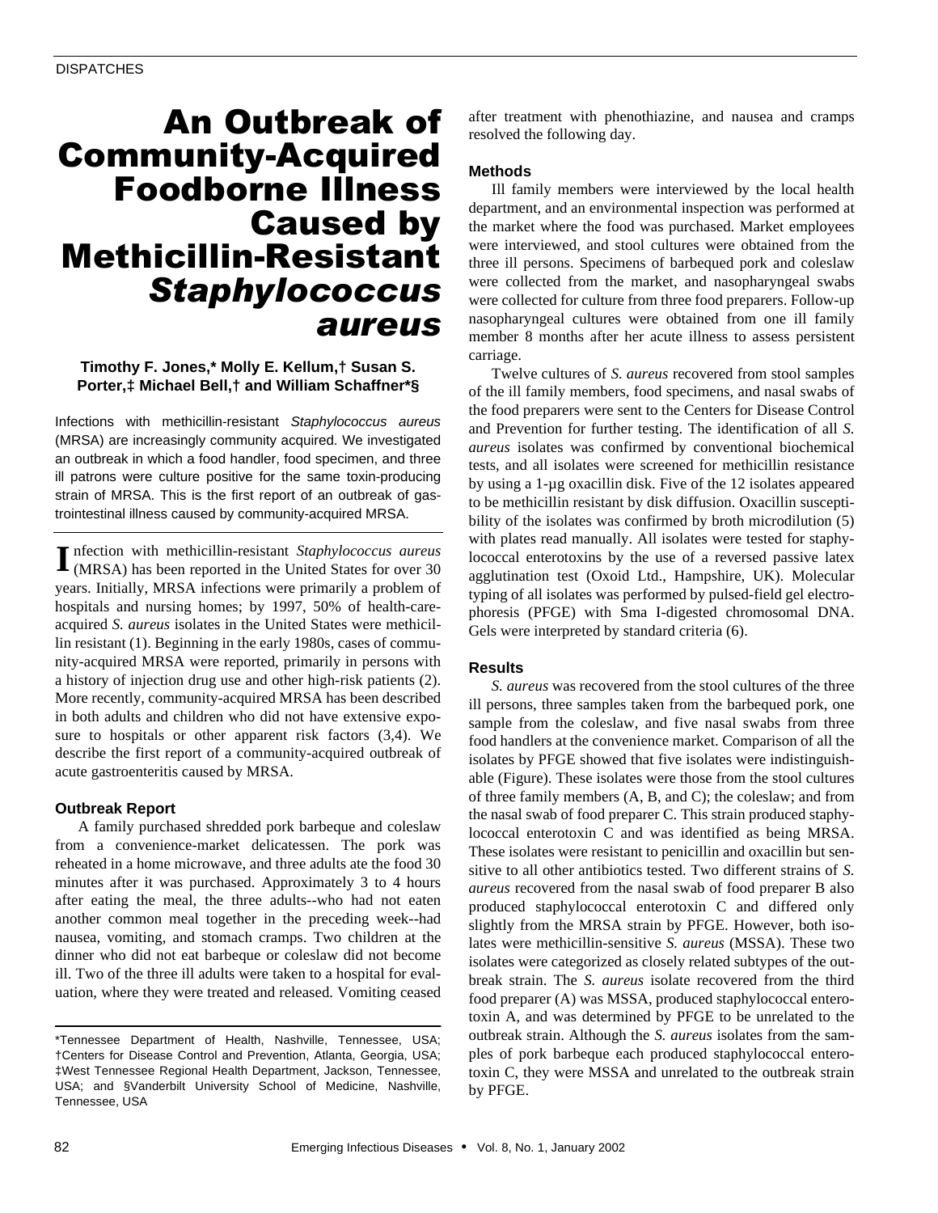DISPATCHES

# An Outbreak of Community-Acquired Foodborne Illness Caused by Methicillin-Resistant *Staphylococcus aureus*

**Timothy F. Jones,* Molly E. Kellum,† Susan S. Porter,‡ Michael Bell,† and William Schaffner*§**

Infections with methicillin-resistant *Staphylococcus aureus* (MRSA) are increasingly community acquired. We investigated an outbreak in which a food handler, food specimen, and three ill patrons were culture positive for the same toxin-producing strain of MRSA. This is the first report of an outbreak of gastrointestinal illness caused by community-acquired MRSA.

Infection with methicillin-resistant *Staphylococcus aureus* (MRSA) has been reported in the United States for over 30 years. Initially, MRSA infections were primarily a problem of hospitals and nursing homes; by 1997, 50% of health-care-acquired *S. aureus* isolates in the United States were methicillin resistant (1). Beginning in the early 1980s, cases of community-acquired MRSA were reported, primarily in persons with a history of injection drug use and other high-risk patients (2). More recently, community-acquired MRSA has been described in both adults and children who did not have extensive exposure to hospitals or other apparent risk factors (3,4). We describe the first report of a community-acquired outbreak of acute gastroenteritis caused by MRSA.

## Outbreak Report

A family purchased shredded pork barbeque and coleslaw from a convenience-market delicatessen. The pork was reheated in a home microwave, and three adults ate the food 30 minutes after it was purchased. Approximately 3 to 4 hours after eating the meal, the three adults--who had not eaten another common meal together in the preceding week--had nausea, vomiting, and stomach cramps. Two children at the dinner who did not eat barbeque or coleslaw did not become ill. Two of the three ill adults were taken to a hospital for evaluation, where they were treated and released. Vomiting ceased after treatment with phenothiazine, and nausea and cramps resolved the following day.

*Tennessee Department of Health, Nashville, Tennessee, USA; †Centers for Disease Control and Prevention, Atlanta, Georgia, USA; ‡West Tennessee Regional Health Department, Jackson, Tennessee, USA; and §Vanderbilt University School of Medicine, Nashville, Tennessee, USA

## Methods

Ill family members were interviewed by the local health department, and an environmental inspection was performed at the market where the food was purchased. Market employees were interviewed, and stool cultures were obtained from the three ill persons. Specimens of barbequed pork and coleslaw were collected from the market, and nasopharyngeal swabs were collected for culture from three food preparers. Follow-up nasopharyngeal cultures were obtained from one ill family member 8 months after her acute illness to assess persistent carriage.

Twelve cultures of *S. aureus* recovered from stool samples of the ill family members, food specimens, and nasal swabs of the food preparers were sent to the Centers for Disease Control and Prevention for further testing. The identification of all *S. aureus* isolates was confirmed by conventional biochemical tests, and all isolates were screened for methicillin resistance by using a 1-µg oxacillin disk. Five of the 12 isolates appeared to be methicillin resistant by disk diffusion. Oxacillin susceptibility of the isolates was confirmed by broth microdilution (5) with plates read manually. All isolates were tested for staphylococcal enterotoxins by the use of a reversed passive latex agglutination test (Oxoid Ltd., Hampshire, UK). Molecular typing of all isolates was performed by pulsed-field gel electrophoresis (PFGE) with Sma I-digested chromosomal DNA. Gels were interpreted by standard criteria (6).

## Results

*S. aureus* was recovered from the stool cultures of the three ill persons, three samples taken from the barbequed pork, one sample from the coleslaw, and five nasal swabs from three food handlers at the convenience market. Comparison of all the isolates by PFGE showed that five isolates were indistinguishable (Figure). These isolates were those from the stool cultures of three family members (A, B, and C); the coleslaw; and from the nasal swab of food preparer C. This strain produced staphylococcal enterotoxin C and was identified as being MRSA. These isolates were resistant to penicillin and oxacillin but sensitive to all other antibiotics tested. Two different strains of *S. aureus* recovered from the nasal swab of food preparer B also produced staphylococcal enterotoxin C and differed only slightly from the MRSA strain by PFGE. However, both isolates were methicillin-sensitive *S. aureus* (MSSA). These two isolates were categorized as closely related subtypes of the outbreak strain. The *S. aureus* isolate recovered from the third food preparer (A) was MSSA, produced staphylococcal enterotoxin A, and was determined by PFGE to be unrelated to the outbreak strain. Although the *S. aureus* isolates from the samples of pork barbeque each produced staphylococcal enterotoxin C, they were MSSA and unrelated to the outbreak strain by PFGE.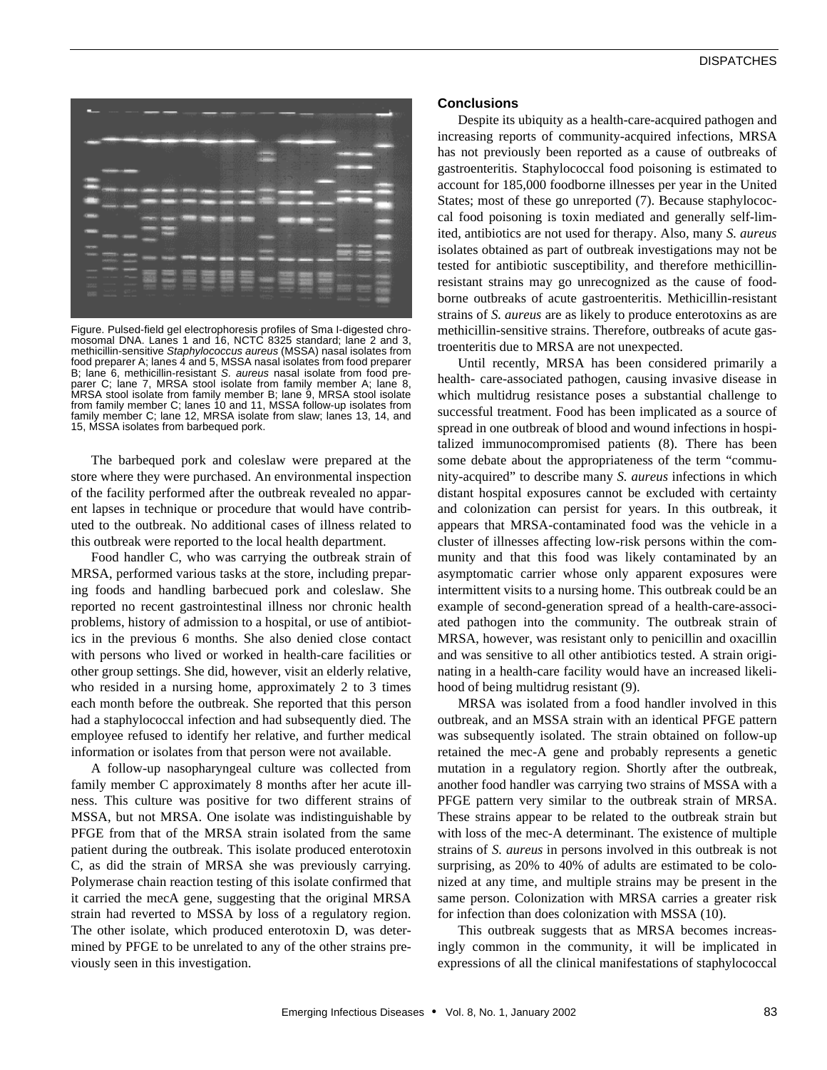Figure. Pulsed-field gel electrophoresis profiles of Sma I-digested chromosomal DNA. Lanes 1 and 16, NCTC 8325 standard; lane 2 and 3, methicillin-sensitive *Staphylococcus aureus* (MSSA) nasal isolates from food preparer A; lanes 4 and 5, MSSA nasal isolates from food preparer B; lane 6, methicillin-resistant *S. aureus* nasal isolate from food preparer C; lane 7, MRSA stool isolate from family member A; lane 8, MRSA stool isolate from family member B; lane 9, MRSA stool isolate from family member C; lanes 10 and 11, MSSA follow-up isolates from family member C; lane 12, MRSA isolate from slaw; lanes 13, 14, and 15, MSSA isolates from barbequed pork.

The barbequed pork and coleslaw were prepared at the store where they were purchased. An environmental inspection of the facility performed after the outbreak revealed no apparent lapses in technique or procedure that would have contributed to the outbreak. No additional cases of illness related to this outbreak were reported to the local health department.

Food handler C, who was carrying the outbreak strain of MRSA, performed various tasks at the store, including preparing foods and handling barbecued pork and coleslaw. She reported no recent gastrointestinal illness nor chronic health problems, history of admission to a hospital, or use of antibiotics in the previous 6 months. She also denied close contact with persons who lived or worked in health-care facilities or other group settings. She did, however, visit an elderly relative, who resided in a nursing home, approximately 2 to 3 times each month before the outbreak. She reported that this person had a staphylococcal infection and had subsequently died. The employee refused to identify her relative, and further medical information or isolates from that person were not available.

A follow-up nasopharyngeal culture was collected from family member C approximately 8 months after her acute illness. This culture was positive for two different strains of MSSA, but not MRSA. One isolate was indistinguishable by PFGE from that of the MRSA strain isolated from the same patient during the outbreak. This isolate produced enterotoxin C, as did the strain of MRSA she was previously carrying. Polymerase chain reaction testing of this isolate confirmed that it carried the mecA gene, suggesting that the original MRSA strain had reverted to MSSA by loss of a regulatory region. The other isolate, which produced enterotoxin D, was determined by PFGE to be unrelated to any of the other strains previously seen in this investigation.

## Conclusions

Despite its ubiquity as a health-care-acquired pathogen and increasing reports of community-acquired infections, MRSA has not previously been reported as a cause of outbreaks of gastroenteritis. Staphylococcal food poisoning is estimated to account for 185,000 foodborne illnesses per year in the United States; most of these go unreported (7). Because staphylococcal food poisoning is toxin mediated and generally self-limited, antibiotics are not used for therapy. Also, many *S. aureus* isolates obtained as part of outbreak investigations may not be tested for antibiotic susceptibility, and therefore methicillin-resistant strains may go unrecognized as the cause of foodborne outbreaks of acute gastroenteritis. Methicillin-resistant strains of *S. aureus* are as likely to produce enterotoxins as are methicillin-sensitive strains. Therefore, outbreaks of acute gastroenteritis due to MRSA are not unexpected.

Until recently, MRSA has been considered primarily a health- care-associated pathogen, causing invasive disease in which multidrug resistance poses a substantial challenge to successful treatment. Food has been implicated as a source of spread in one outbreak of blood and wound infections in hospitalized immunocompromised patients (8). There has been some debate about the appropriateness of the term "community-acquired" to describe many *S. aureus* infections in which distant hospital exposures cannot be excluded with certainty and colonization can persist for years. In this outbreak, it appears that MRSA-contaminated food was the vehicle in a cluster of illnesses affecting low-risk persons within the community and that this food was likely contaminated by an asymptomatic carrier whose only apparent exposures were intermittent visits to a nursing home. This outbreak could be an example of second-generation spread of a health-care-associated pathogen into the community. The outbreak strain of MRSA, however, was resistant only to penicillin and oxacillin and was sensitive to all other antibiotics tested. A strain originating in a health-care facility would have an increased likelihood of being multidrug resistant (9).

MRSA was isolated from a food handler involved in this outbreak, and an MSSA strain with an identical PFGE pattern was subsequently isolated. The strain obtained on follow-up retained the mec-A gene and probably represents a genetic mutation in a regulatory region. Shortly after the outbreak, another food handler was carrying two strains of MSSA with a PFGE pattern very similar to the outbreak strain of MRSA. These strains appear to be related to the outbreak strain but with loss of the mec-A determinant. The existence of multiple strains of *S. aureus* in persons involved in this outbreak is not surprising, as 20% to 40% of adults are estimated to be colonized at any time, and multiple strains may be present in the same person. Colonization with MRSA carries a greater risk for infection than does colonization with MSSA (10).

This outbreak suggests that as MRSA becomes increasingly common in the community, it will be implicated in expressions of all the clinical manifestations of staphylococcal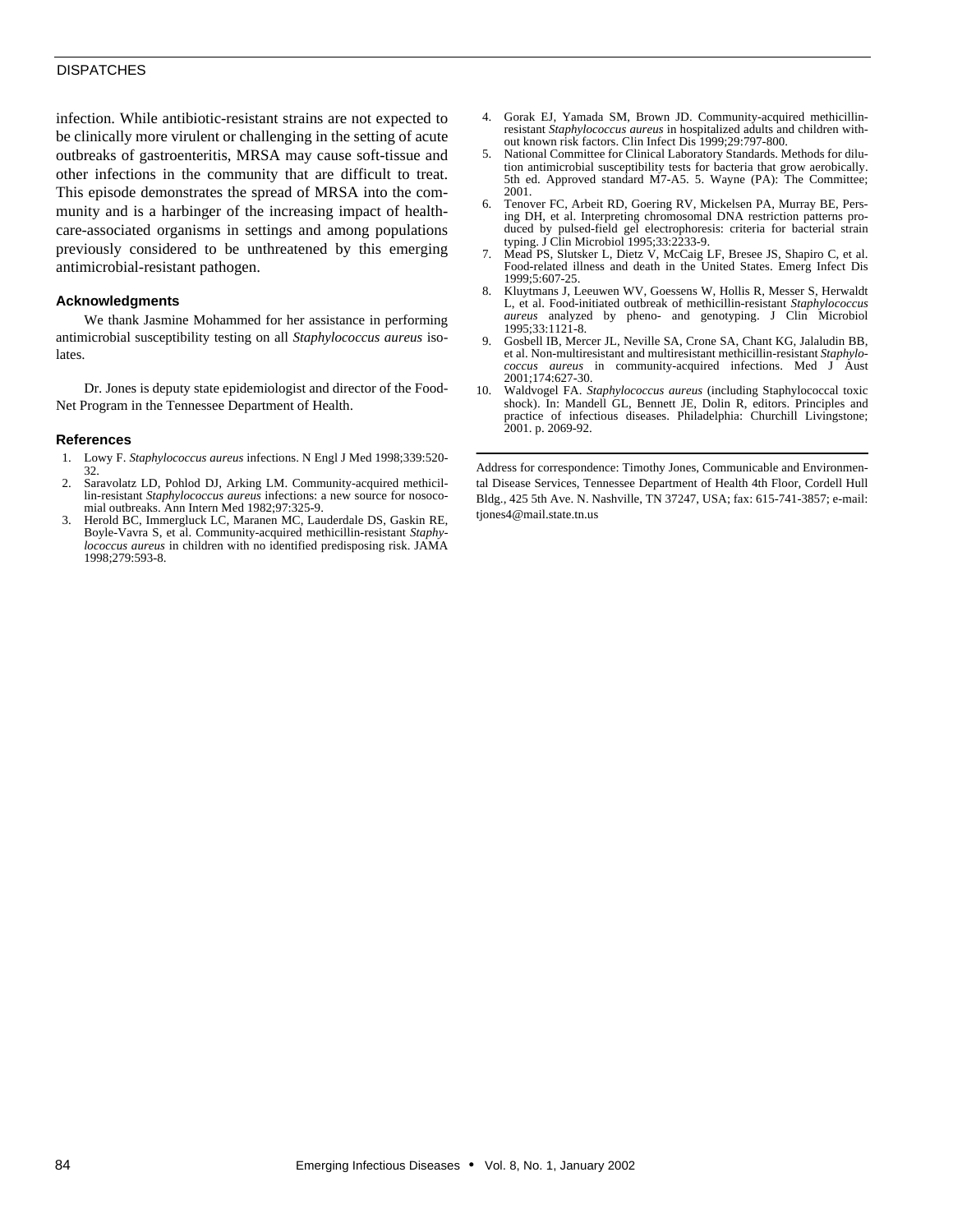infection. While antibiotic-resistant strains are not expected to be clinically more virulent or challenging in the setting of acute outbreaks of gastroenteritis, MRSA may cause soft-tissue and other infections in the community that are difficult to treat. This episode demonstrates the spread of MRSA into the community and is a harbinger of the increasing impact of health-care-associated organisms in settings and among populations previously considered to be unthreatened by this emerging antimicrobial-resistant pathogen.

### Acknowledgments

We thank Jasmine Mohammed for her assistance in performing antimicrobial susceptibility testing on all *Staphylococcus aureus* isolates.

Dr. Jones is deputy state epidemiologist and director of the FoodNet Program in the Tennessee Department of Health.

### References

1. Lowy F. *Staphylococcus aureus* infections. N Engl J Med 1998;339:520-32.
2. Saravolatz LD, Pohlod DJ, Arking LM. Community-acquired methicillin-resistant *Staphylococcus aureus* infections: a new source for nosocomial outbreaks. Ann Intern Med 1982;97:325-9.
3. Herold BC, Immergluck LC, Maranen MC, Lauderdale DS, Gaskin RE, Boyle-Vavra S, et al. Community-acquired methicillin-resistant *Staphylococcus aureus* in children with no identified predisposing risk. JAMA 1998;279:593-8.
4. Gorak EJ, Yamada SM, Brown JD. Community-acquired methicillin-resistant *Staphylococcus aureus* in hospitalized adults and children without known risk factors. Clin Infect Dis 1999;29:797-800.
5. National Committee for Clinical Laboratory Standards. Methods for dilution antimicrobial susceptibility tests for bacteria that grow aerobically. 5th ed. Approved standard M7-A5. 5. Wayne (PA): The Committee; 2001.
6. Tenover FC, Arbeit RD, Goering RV, Mickelsen PA, Murray BE, Persing DH, et al. Interpreting chromosomal DNA restriction patterns produced by pulsed-field gel electrophoresis: criteria for bacterial strain typing. J Clin Microbiol 1995;33:2233-9.
7. Mead PS, Slutsker L, Dietz V, McCaig LF, Bresee JS, Shapiro C, et al. Food-related illness and death in the United States. Emerg Infect Dis 1999;5:607-25.
8. Kluytmans J, Leeuwen WV, Goessens W, Hollis R, Messer S, Herwaldt L, et al. Food-initiated outbreak of methicillin-resistant *Staphylococcus aureus* analyzed by pheno- and genotyping. J Clin Microbiol 1995;33:1121-8.
9. Gosbell IB, Mercer JL, Neville SA, Crone SA, Chant KG, Jalaludin BB, et al. Non-multiresistant and multiresistant methicillin-resistant *Staphylococcus aureus* in community-acquired infections. Med J Aust 2001;174:627-30.
10. Waldvogel FA. *Staphylococcus aureus* (including Staphylococcal toxic shock). In: Mandell GL, Bennett JE, Dolin R, editors. Principles and practice of infectious diseases. Philadelphia: Churchill Livingstone; 2001. p. 2069-92.

Address for correspondence: Timothy Jones, Communicable and Environmental Disease Services, Tennessee Department of Health 4th Floor, Cordell Hull Bldg., 425 5th Ave. N. Nashville, TN 37247, USA; fax: 615-741-3857; e-mail: tjones4@mail.state.tn.us